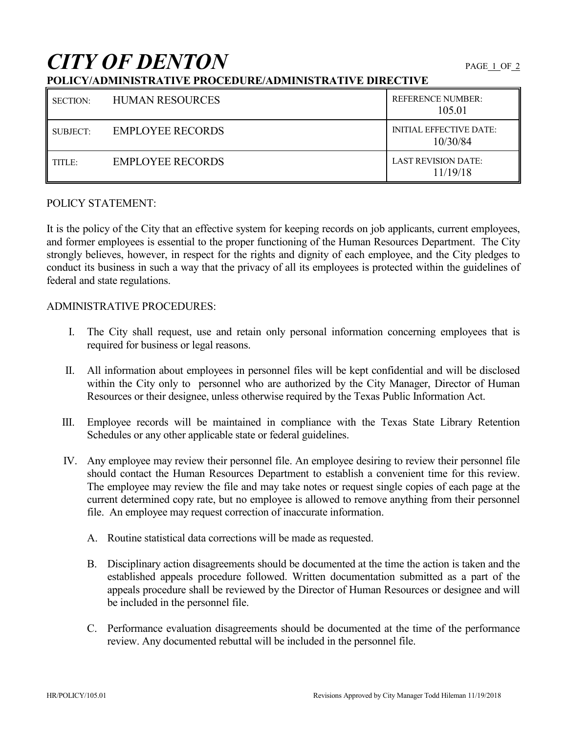# *CITY OF DENTON*

**POLICY/ADMINISTRATIVE PROCEDURE/ADMINISTRATIVE DIRECTIVE**

| SECTION: HUMAN RESOURCES | REFERENCE NUMBER: 105.01 |
|---|---|
| SUBJECT: EMPLOYEE RECORDS | INITIAL EFFECTIVE DATE: 10/30/84 |
| TITLE: EMPLOYEE RECORDS | LAST REVISION DATE: 11/19/18 |

POLICY STATEMENT:

It is the policy of the City that an effective system for keeping records on job applicants, current employees, and former employees is essential to the proper functioning of the Human Resources Department. The City strongly believes, however, in respect for the rights and dignity of each employee, and the City pledges to conduct its business in such a way that the privacy of all its employees is protected within the guidelines of federal and state regulations.

ADMINISTRATIVE PROCEDURES:

I. The City shall request, use and retain only personal information concerning employees that is required for business or legal reasons.

II. All information about employees in personnel files will be kept confidential and will be disclosed within the City only to personnel who are authorized by the City Manager, Director of Human Resources or their designee, unless otherwise required by the Texas Public Information Act.

III. Employee records will be maintained in compliance with the Texas State Library Retention Schedules or any other applicable state or federal guidelines.

IV. Any employee may review their personnel file. An employee desiring to review their personnel file should contact the Human Resources Department to establish a convenient time for this review. The employee may review the file and may take notes or request single copies of each page at the current determined copy rate, but no employee is allowed to remove anything from their personnel file. An employee may request correction of inaccurate information.

   A. Routine statistical data corrections will be made as requested.

   B. Disciplinary action disagreements should be documented at the time the action is taken and the established appeals procedure followed. Written documentation submitted as a part of the appeals procedure shall be reviewed by the Director of Human Resources or designee and will be included in the personnel file.

   C. Performance evaluation disagreements should be documented at the time of the performance review. Any documented rebuttal will be included in the personnel file.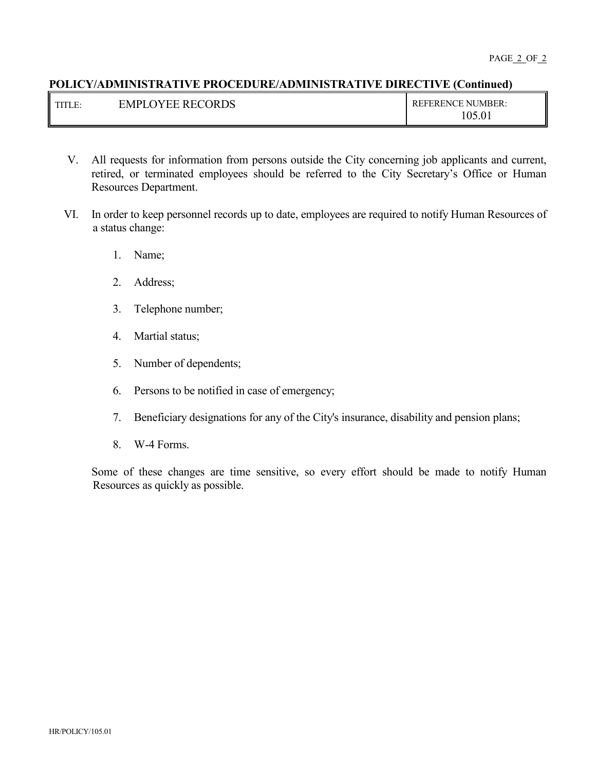**POLICY/ADMINISTRATIVE PROCEDURE/ADMINISTRATIVE DIRECTIVE (Continued)**

| TITLE: EMPLOYEE RECORDS | REFERENCE NUMBER: 105.01 |
|---|---|

V. All requests for information from persons outside the City concerning job applicants and current, retired, or terminated employees should be referred to the City Secretary's Office or Human Resources Department.

VI. In order to keep personnel records up to date, employees are required to notify Human Resources of a status change:

1. Name;
2. Address;
3. Telephone number;
4. Martial status;
5. Number of dependents;
6. Persons to be notified in case of emergency;
7. Beneficiary designations for any of the City's insurance, disability and pension plans;
8. W-4 Forms.

Some of these changes are time sensitive, so every effort should be made to notify Human Resources as quickly as possible.